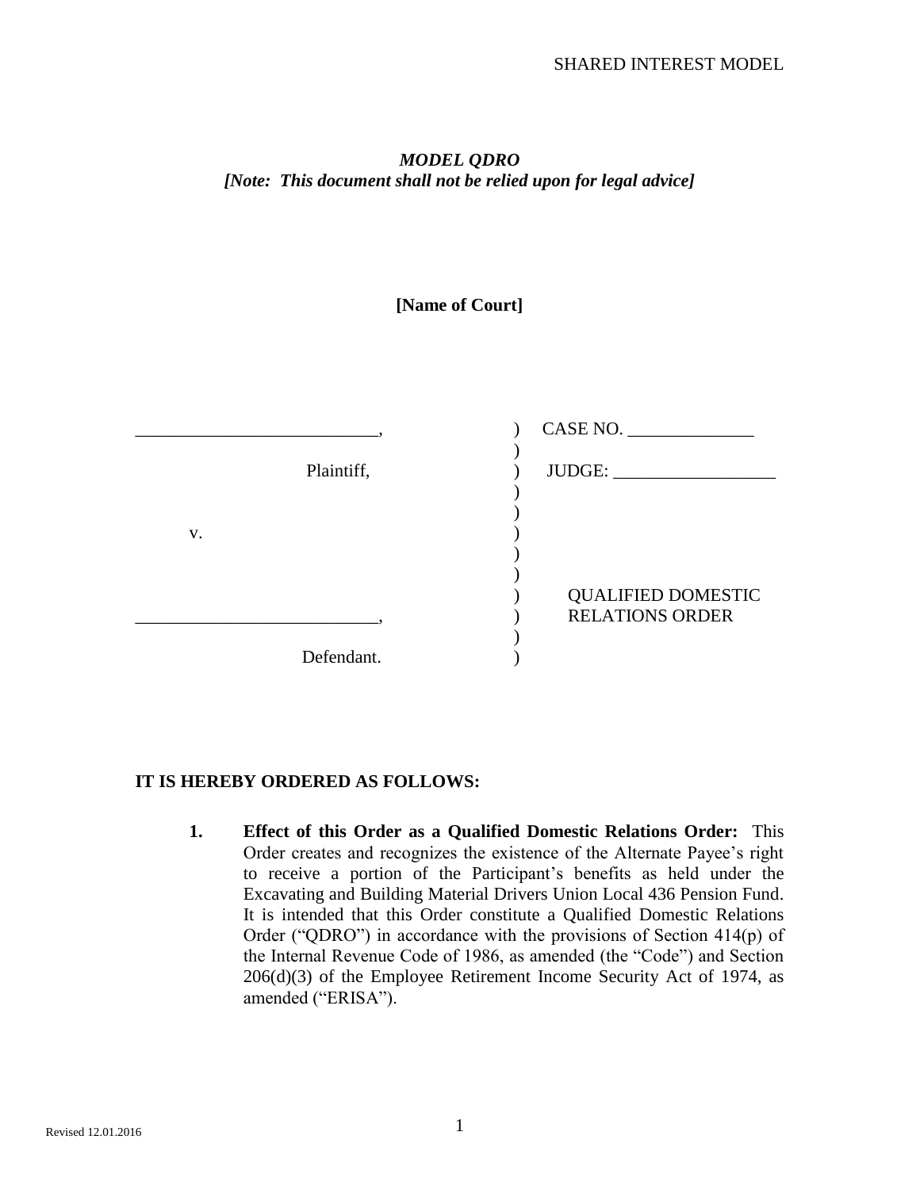SHARED INTEREST MODEL

***MODEL QDRO***
***[Note: This document shall not be relied upon for legal advice]***

**[Name of Court]**

| | | |
|---|---|---|
| ___________________________, | ) | CASE NO. ______________ |
| | ) | |
| Plaintiff, | ) | JUDGE: __________________ |
| | ) | |
| | ) | |
| v. | ) | |
| | ) | |
| | ) | |
| | ) | QUALIFIED DOMESTIC |
| ___________________________, | ) | RELATIONS ORDER |
| | ) | |
| Defendant. | ) | |

**IT IS HEREBY ORDERED AS FOLLOWS:**

1. **Effect of this Order as a Qualified Domestic Relations Order:** This Order creates and recognizes the existence of the Alternate Payee's right to receive a portion of the Participant's benefits as held under the Excavating and Building Material Drivers Union Local 436 Pension Fund. It is intended that this Order constitute a Qualified Domestic Relations Order ("QDRO") in accordance with the provisions of Section 414(p) of the Internal Revenue Code of 1986, as amended (the "Code") and Section 206(d)(3) of the Employee Retirement Income Security Act of 1974, as amended ("ERISA").

Revised 12.01.2016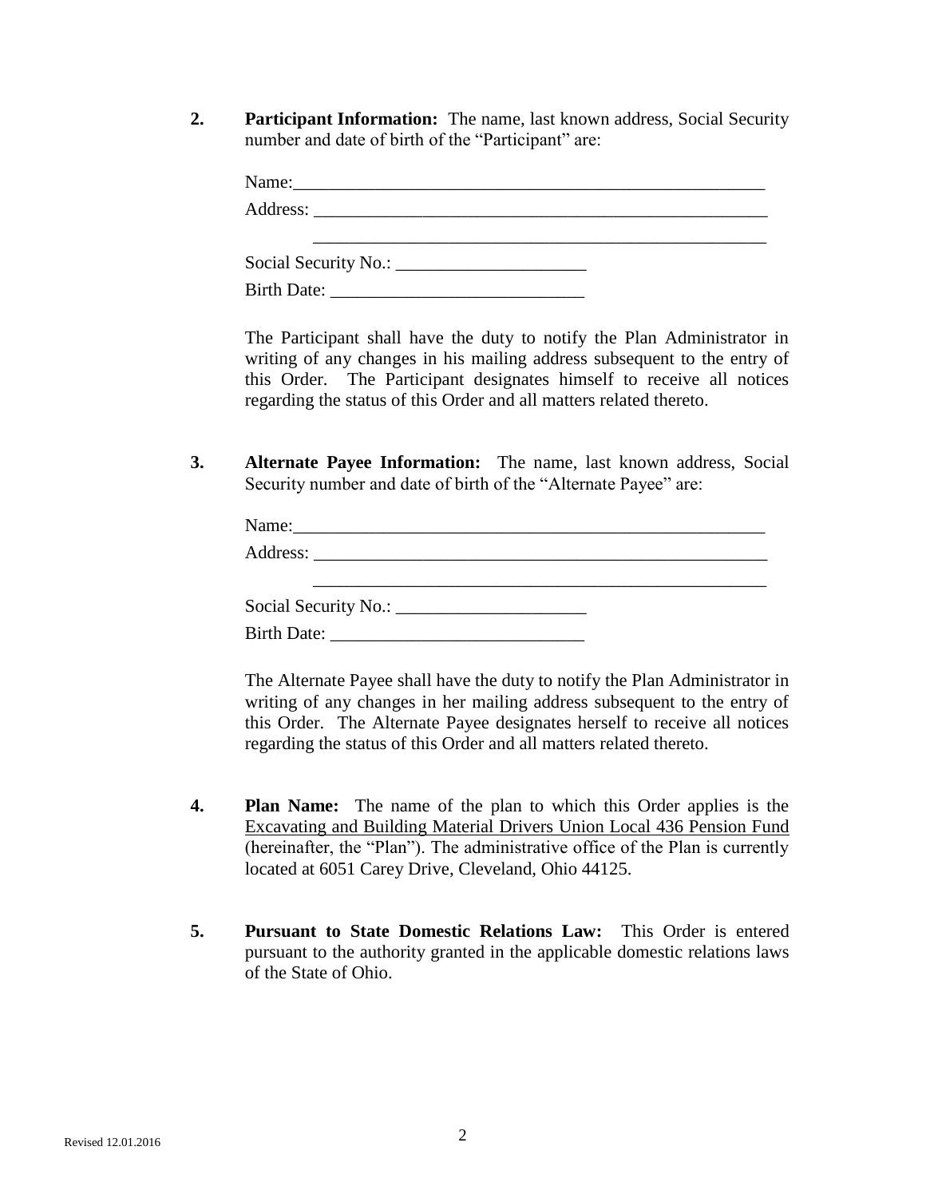**2. Participant Information:** The name, last known address, Social Security number and date of birth of the "Participant" are:

Name:_______________________________________________________

Address: _____________________________________________________

_____________________________________________________

Social Security No.: _____________________

Birth Date: ____________________________

The Participant shall have the duty to notify the Plan Administrator in writing of any changes in his mailing address subsequent to the entry of this Order. The Participant designates himself to receive all notices regarding the status of this Order and all matters related thereto.

**3. Alternate Payee Information:** The name, last known address, Social Security number and date of birth of the "Alternate Payee" are:

Name:_______________________________________________________

Address: _____________________________________________________

_____________________________________________________

Social Security No.: _____________________

Birth Date: ____________________________

The Alternate Payee shall have the duty to notify the Plan Administrator in writing of any changes in her mailing address subsequent to the entry of this Order. The Alternate Payee designates herself to receive all notices regarding the status of this Order and all matters related thereto.

**4. Plan Name:** The name of the plan to which this Order applies is the Excavating and Building Material Drivers Union Local 436 Pension Fund (hereinafter, the "Plan"). The administrative office of the Plan is currently located at 6051 Carey Drive, Cleveland, Ohio 44125.

**5. Pursuant to State Domestic Relations Law:** This Order is entered pursuant to the authority granted in the applicable domestic relations laws of the State of Ohio.

Revised 12.01.2016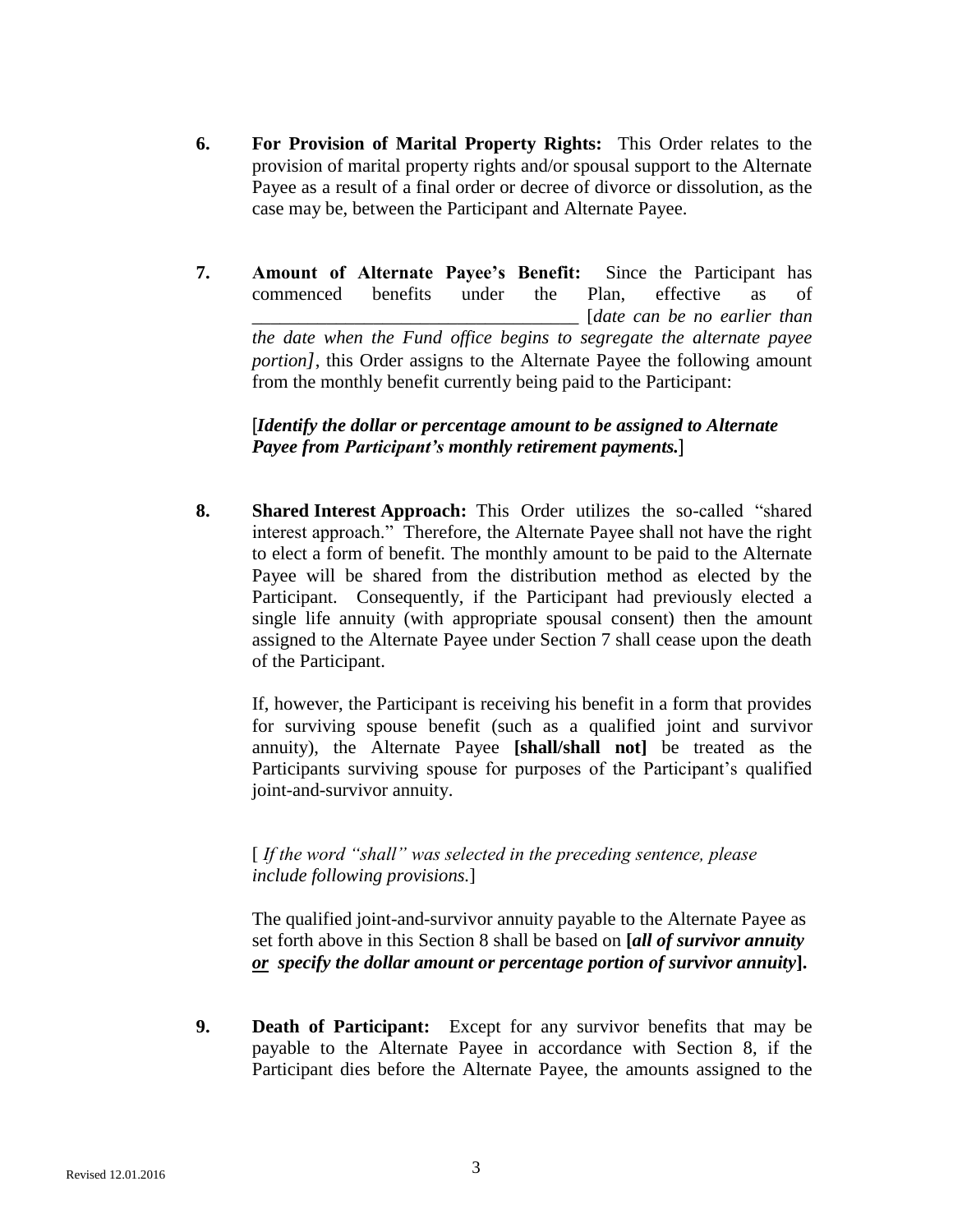6. **For Provision of Marital Property Rights:** This Order relates to the provision of marital property rights and/or spousal support to the Alternate Payee as a result of a final order or decree of divorce or dissolution, as the case may be, between the Participant and Alternate Payee.

7. **Amount of Alternate Payee's Benefit:** Since the Participant has commenced benefits under the Plan, effective as of ___________________________________ [*date can be no earlier than the date when the Fund office begins to segregate the alternate payee portion]*, this Order assigns to the Alternate Payee the following amount from the monthly benefit currently being paid to the Participant:

   [***Identify the dollar or percentage amount to be assigned to Alternate Payee from Participant's monthly retirement payments.***]

8. **Shared Interest Approach:** This Order utilizes the so-called "shared interest approach." Therefore, the Alternate Payee shall not have the right to elect a form of benefit. The monthly amount to be paid to the Alternate Payee will be shared from the distribution method as elected by the Participant. Consequently, if the Participant had previously elected a single life annuity (with appropriate spousal consent) then the amount assigned to the Alternate Payee under Section 7 shall cease upon the death of the Participant.

   If, however, the Participant is receiving his benefit in a form that provides for surviving spouse benefit (such as a qualified joint and survivor annuity), the Alternate Payee **[shall/shall not]** be treated as the Participants surviving spouse for purposes of the Participant's qualified joint-and-survivor annuity.

   [ *If the word "shall" was selected in the preceding sentence, please include following provisions.*]

   The qualified joint-and-survivor annuity payable to the Alternate Payee as set forth above in this Section 8 shall be based on **[*all of survivor annuity or specify the dollar amount or percentage portion of survivor annuity*].**

9. **Death of Participant:** Except for any survivor benefits that may be payable to the Alternate Payee in accordance with Section 8, if the Participant dies before the Alternate Payee, the amounts assigned to the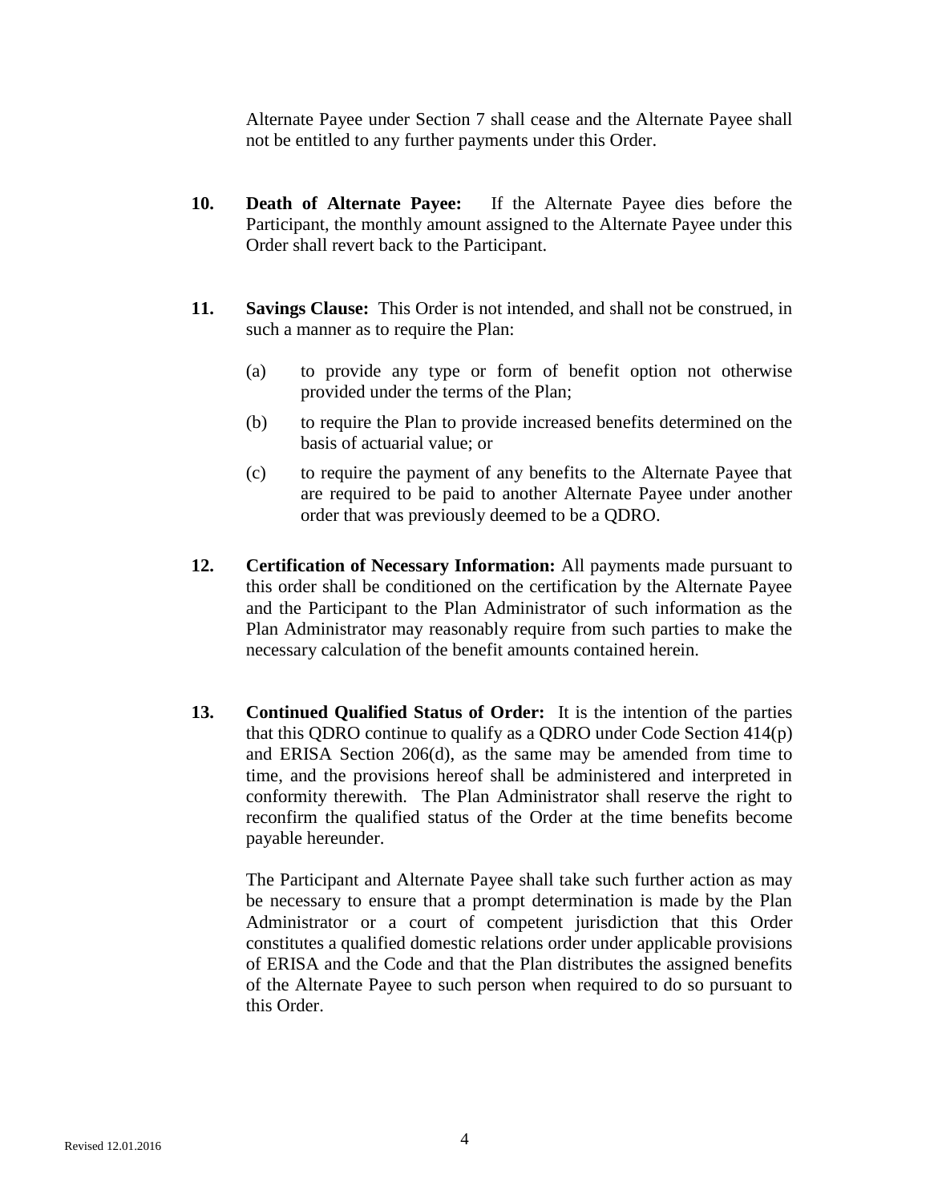Alternate Payee under Section 7 shall cease and the Alternate Payee shall not be entitled to any further payments under this Order.

**10. Death of Alternate Payee:** If the Alternate Payee dies before the Participant, the monthly amount assigned to the Alternate Payee under this Order shall revert back to the Participant.

**11. Savings Clause:** This Order is not intended, and shall not be construed, in such a manner as to require the Plan:

(a) to provide any type or form of benefit option not otherwise provided under the terms of the Plan;

(b) to require the Plan to provide increased benefits determined on the basis of actuarial value; or

(c) to require the payment of any benefits to the Alternate Payee that are required to be paid to another Alternate Payee under another order that was previously deemed to be a QDRO.

**12. Certification of Necessary Information:** All payments made pursuant to this order shall be conditioned on the certification by the Alternate Payee and the Participant to the Plan Administrator of such information as the Plan Administrator may reasonably require from such parties to make the necessary calculation of the benefit amounts contained herein.

**13. Continued Qualified Status of Order:** It is the intention of the parties that this QDRO continue to qualify as a QDRO under Code Section 414(p) and ERISA Section 206(d), as the same may be amended from time to time, and the provisions hereof shall be administered and interpreted in conformity therewith. The Plan Administrator shall reserve the right to reconfirm the qualified status of the Order at the time benefits become payable hereunder.

The Participant and Alternate Payee shall take such further action as may be necessary to ensure that a prompt determination is made by the Plan Administrator or a court of competent jurisdiction that this Order constitutes a qualified domestic relations order under applicable provisions of ERISA and the Code and that the Plan distributes the assigned benefits of the Alternate Payee to such person when required to do so pursuant to this Order.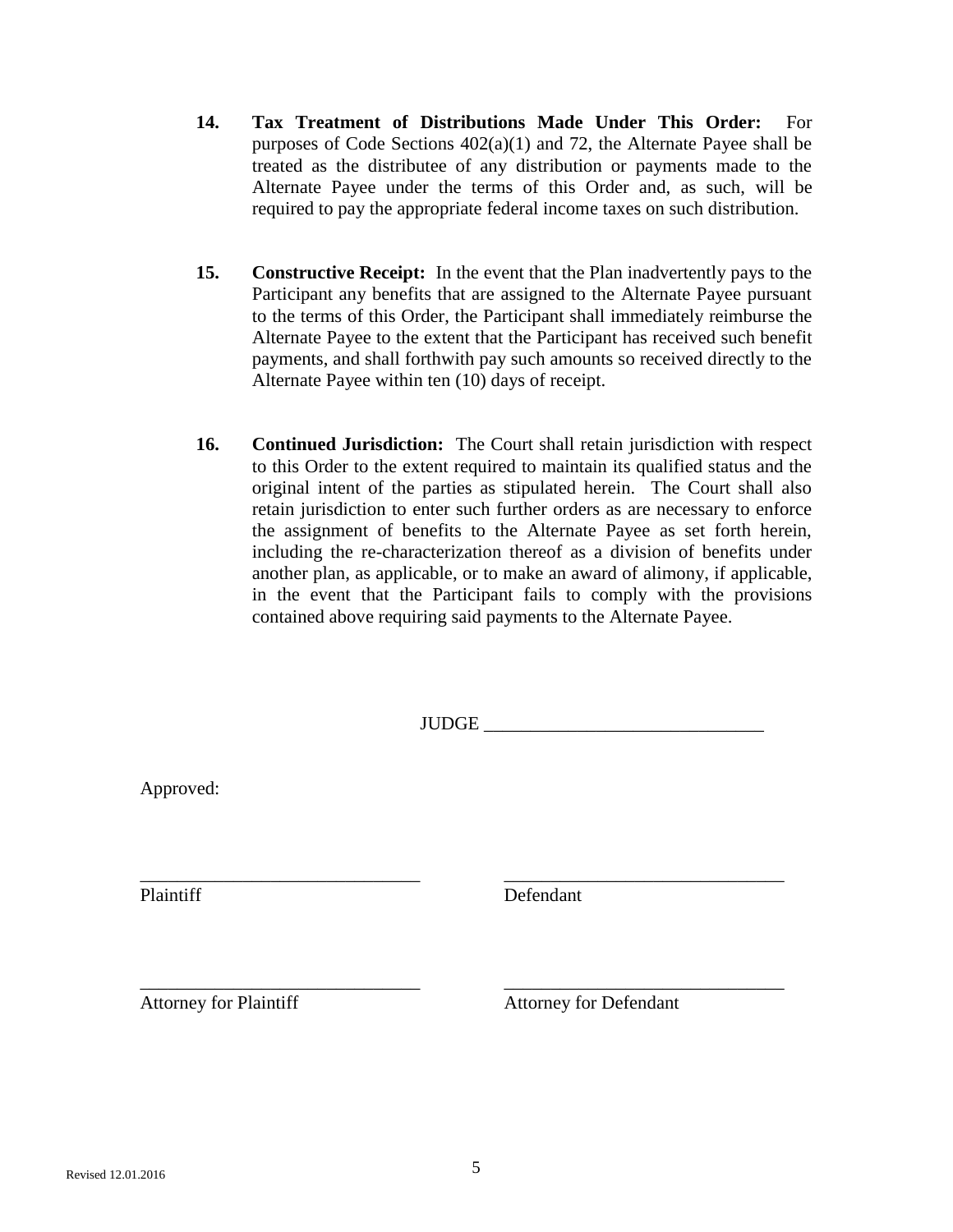**14. Tax Treatment of Distributions Made Under This Order:** For purposes of Code Sections 402(a)(1) and 72, the Alternate Payee shall be treated as the distributee of any distribution or payments made to the Alternate Payee under the terms of this Order and, as such, will be required to pay the appropriate federal income taxes on such distribution.

**15. Constructive Receipt:** In the event that the Plan inadvertently pays to the Participant any benefits that are assigned to the Alternate Payee pursuant to the terms of this Order, the Participant shall immediately reimburse the Alternate Payee to the extent that the Participant has received such benefit payments, and shall forthwith pay such amounts so received directly to the Alternate Payee within ten (10) days of receipt.

**16. Continued Jurisdiction:** The Court shall retain jurisdiction with respect to this Order to the extent required to maintain its qualified status and the original intent of the parties as stipulated herein. The Court shall also retain jurisdiction to enter such further orders as are necessary to enforce the assignment of benefits to the Alternate Payee as set forth herein, including the re-characterization thereof as a division of benefits under another plan, as applicable, or to make an award of alimony, if applicable, in the event that the Participant fails to comply with the provisions contained above requiring said payments to the Alternate Payee.

JUDGE ______________________________

Approved:

______________________________ Plaintiff

______________________________ Defendant

______________________________ Attorney for Plaintiff

______________________________ Attorney for Defendant

Revised 12.01.2016